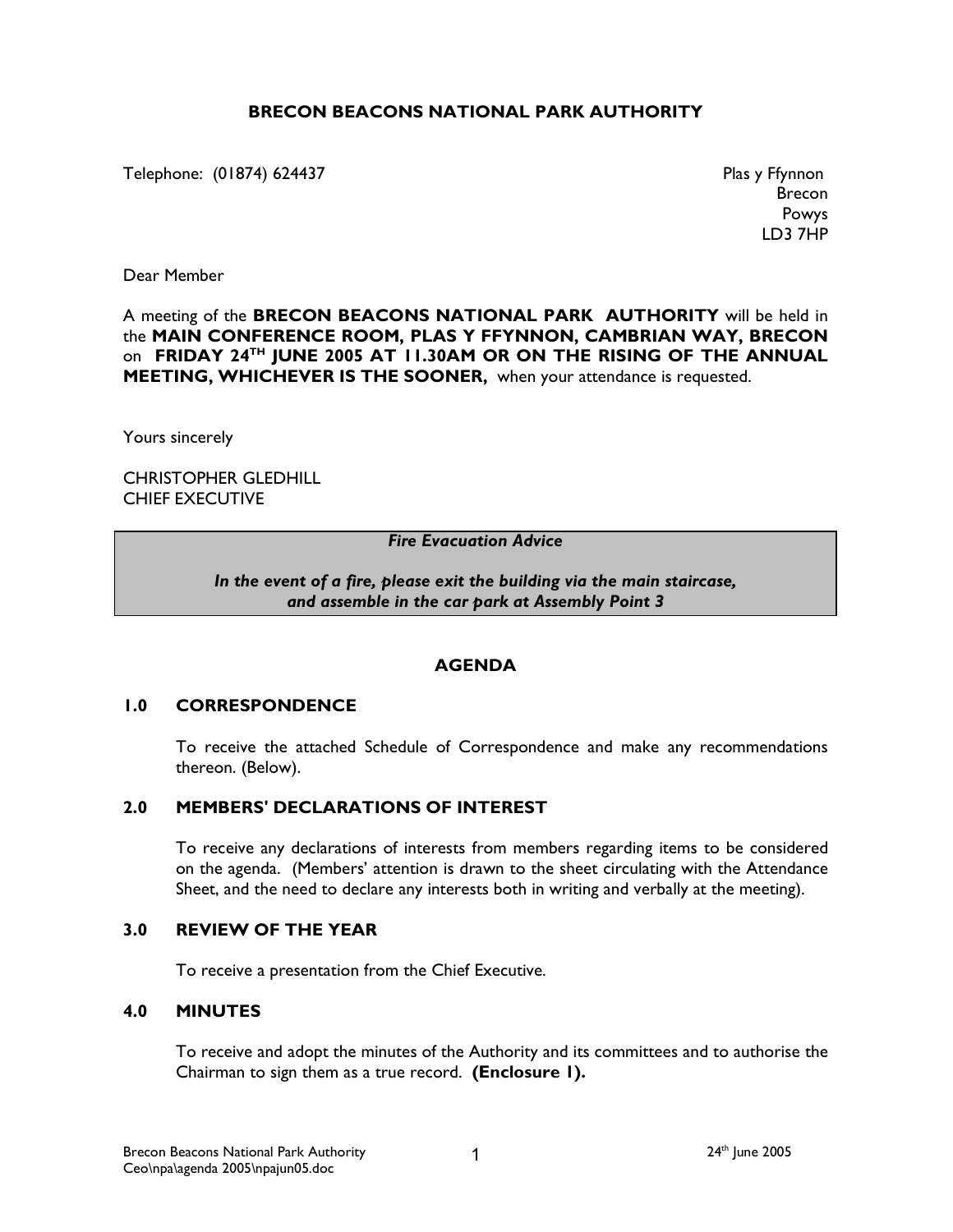# BRECON BEACONS NATIONAL PARK AUTHORITY

Telephone: (01874) 624437

Plas y Ffynnon
Brecon
Powys
LD3 7HP

Dear Member

A meeting of the **BRECON BEACONS NATIONAL PARK AUTHORITY** will be held in the **MAIN CONFERENCE ROOM, PLAS Y FFYNNON, CAMBRIAN WAY, BRECON** on **FRIDAY 24TH JUNE 2005 AT 11.30AM OR ON THE RISING OF THE ANNUAL MEETING, WHICHEVER IS THE SOONER,** when your attendance is requested.

Yours sincerely

CHRISTOPHER GLEDHILL
CHIEF EXECUTIVE

***Fire Evacuation Advice***

***In the event of a fire, please exit the building via the main staircase, and assemble in the car park at Assembly Point 3***

## AGENDA

### 1.0 CORRESPONDENCE

To receive the attached Schedule of Correspondence and make any recommendations thereon. (Below).

### 2.0 MEMBERS' DECLARATIONS OF INTEREST

To receive any declarations of interests from members regarding items to be considered on the agenda. (Members' attention is drawn to the sheet circulating with the Attendance Sheet, and the need to declare any interests both in writing and verbally at the meeting).

### 3.0 REVIEW OF THE YEAR

To receive a presentation from the Chief Executive.

### 4.0 MINUTES

To receive and adopt the minutes of the Authority and its committees and to authorise the Chairman to sign them as a true record. **(Enclosure 1).**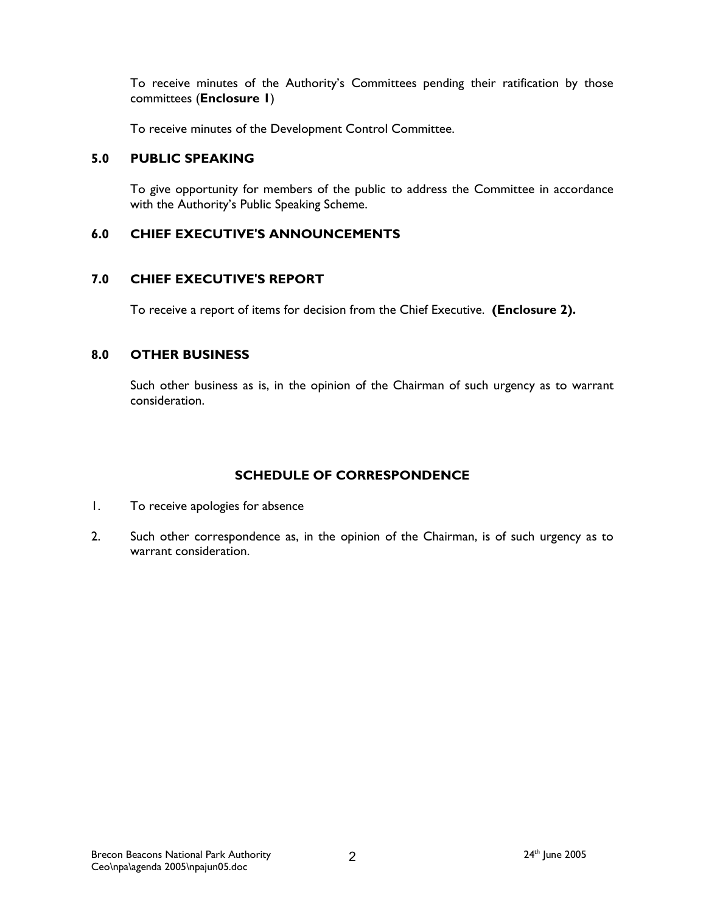To receive minutes of the Authority's Committees pending their ratification by those committees (**Enclosure 1**)

To receive minutes of the Development Control Committee.

## 5.0 PUBLIC SPEAKING

To give opportunity for members of the public to address the Committee in accordance with the Authority's Public Speaking Scheme.

## 6.0 CHIEF EXECUTIVE'S ANNOUNCEMENTS

## 7.0 CHIEF EXECUTIVE'S REPORT

To receive a report of items for decision from the Chief Executive. **(Enclosure 2).**

## 8.0 OTHER BUSINESS

Such other business as is, in the opinion of the Chairman of such urgency as to warrant consideration.

## SCHEDULE OF CORRESPONDENCE

1. To receive apologies for absence
2. Such other correspondence as, in the opinion of the Chairman, is of such urgency as to warrant consideration.